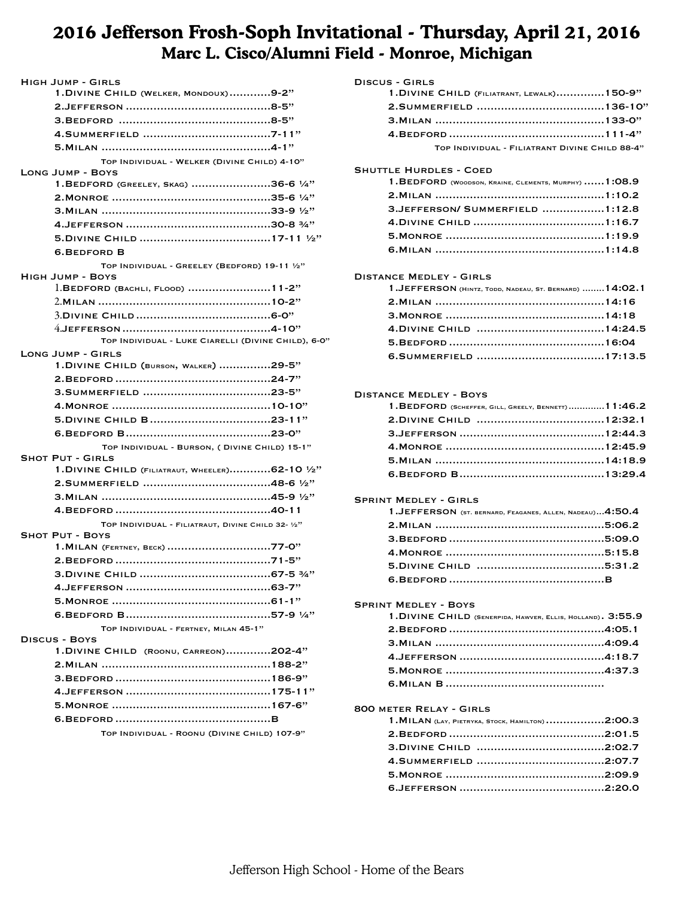# 2016 Jefferson Frosh-Soph Invitational - Thursday, April 21, 2016

## Marc L. Cisco/Alumni Field - Monroe, Michigan

**High Jump - Girls**

1. Divine Child (Welker, Mondoux) ...........9-2"
2. Jefferson .........................................8-5"
3. Bedford ...........................................8-5"
4. Summerfield ....................................7-11"
5. Milan ................................................4-1"

Top Individual - Welker (Divine Child) 4-10"

**Long Jump - Boys**

1. Bedford (Greeley, Skag) .......................36-6 ¼"
2. Monroe .............................................35-6 ¼"
3. Milan ................................................33-9 ½"
4. Jefferson .........................................30-8 ¾"
5. Divine Child .....................................17-11 ½"
6. Bedford B

Top Individual - Greeley (Bedford) 19-11 ½"

**High Jump - Boys**

1. Bedford (Bachli, Flood) ........................11-2"
2. Milan ................................................10-2"
3. Divine Child ......................................6-0"
4. Jefferson ..........................................4-10"

Top Individual - Luke Ciarelli (Divine Child), 6-0"

**Long Jump - Girls**

1. Divine Child (Burson, Walker) ...............29-5"
2. Bedford ............................................24-7"
3. Summerfield ....................................23-5"
4. Monroe .............................................10-10"
5. Divine Child B ..................................23-11"
6. Bedford B.........................................23-0"

Top Individual - Burson, ( Divine Child) 15-1"

**Shot Put - Girls**

1. Divine Child (Filiatraut, Wheeler)...........62-10 ½"
2. Summerfield ....................................48-6 ½"
3. Milan ................................................45-9 ½"
4. Bedford ............................................40-11

Top Individual - Filiatraut, Divine Child 32- ½"

**Shot Put - Boys**

1. Milan (Fertney, Beck) .............................77-0"
2. Bedford ............................................71-5"
3. Divine Child .....................................67-5 ¾"
4. Jefferson .........................................63-7"
5. Monroe .............................................61-1"
6. Bedford B.........................................57-9 ¼"

Top Individual - Fertney, Milan 45-1"

**Discus - Boys**

1. Divine Child (Roonu, Carreon).............202-4"
2. Milan ................................................188-2"
3. Bedford ............................................186-9"
4. Jefferson .........................................175-11"
5. Monroe .............................................167-6"
6. Bedford ............................................B

Top Individual - Roonu (Divine Child) 107-9"

**Discus - Girls**

1. Divine Child (Filiatrant, Lewalk)..............150-9"
2. Summerfield ....................................136-10"
3. Milan ................................................133-0"
4. Bedford ............................................111-4"

Top Individual - Filiatrant Divine Child 88-4"

**Shuttle Hurdles - Coed**

1. Bedford (Woodson, Kraine, Clements, Murphy) ......1:08.9
2. Milan ................................................1:10.2
3. Jefferson/ Summerfield .................1:12.8
4. Divine Child .....................................1:16.7
5. Monroe .............................................1:19.9
6. Milan ................................................1:14.8

**Distance Medley - Girls**

1. Jefferson (Hintz, Todd, Nadeau, St. Bernard) ........14:02.1
2. Milan ................................................14:16
3. Monroe .............................................14:18
4. Divine Child ....................................14:24.5
5. Bedford ............................................16:04
6. Summerfield ....................................17:13.5

**Distance Medley - Boys**

1. Bedford (Scheffer, Gill, Greely, Bennett) .............11:46.2
2. Divine Child ....................................12:32.1
3. Jefferson .........................................12:44.3
4. Monroe .............................................12:45.9
5. Milan ................................................14:18.9
6. Bedford B.........................................13:29.4

**Sprint Medley - Girls**

1. Jefferson (st. bernard, Feaganes, Allen, Nadeau)...4:50.4
2. Milan ................................................5:06.2
3. Bedford ............................................5:09.0
4. Monroe .............................................5:15.8
5. Divine Child ....................................5:31.2
6. Bedford ............................................B

**Sprint Medley - Boys**

1. Divine Child (Senerpida, Hawver, Ellis, Holland). 3:55.9
2. Bedford ............................................4:05.1
3. Milan ................................................4:09.4
4. Jefferson .........................................4:18.7
5. Monroe .............................................4:37.3
6. Milan B .............................................

**800 meter Relay - Girls**

1. Milan (Lay, Pietryka, Stock, Hamilton) .................2:00.3
2. Bedford ............................................2:01.5
3. Divine Child ....................................2:02.7
4. Summerfield ....................................2:07.7
5. Monroe .............................................2:09.9
6. Jefferson .........................................2:20.0

Jefferson High School - Home of the Bears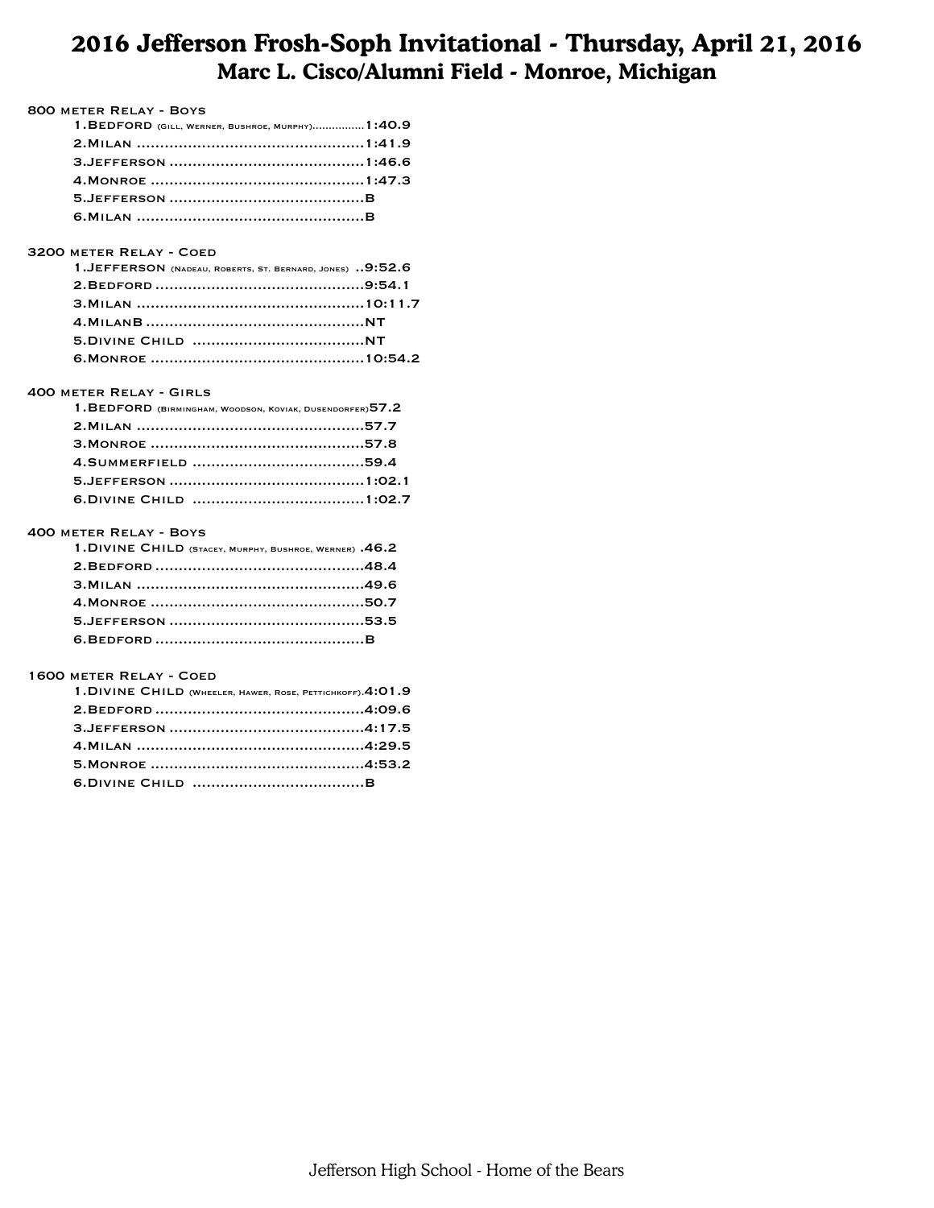# 2016 Jefferson Frosh-Soph Invitational - Thursday, April 21, 2016

## Marc L. Cisco/Alumni Field - Monroe, Michigan

**800 meter Relay - Boys**

1. Bedford (Gill, Werner, Bushroe, Murphy)................1:40.9
2. Milan ................................................1:41.9
3. Jefferson ..........................................1:46.6
4. Monroe .............................................1:47.3
5. Jefferson ..........................................B
6. Milan ................................................B

**3200 meter Relay - Coed**

1. Jefferson (Nadeau, Roberts, St. Bernard, Jones) ..9:52.6
2. Bedford ............................................9:54.1
3. Milan ................................................10:11.7
4. MilanB ..............................................NT
5. Divine Child .....................................NT
6. Monroe .............................................10:54.2

**400 meter Relay - Girls**

1. Bedford (Birmingham, Woodson, Koviak, Dusendorfer)57.2
2. Milan ................................................57.7
3. Monroe .............................................57.8
4. Summerfield .....................................59.4
5. Jefferson ..........................................1:02.1
6. Divine Child .....................................1:02.7

**400 meter Relay - Boys**

1. Divine Child (Stacey, Murphy, Bushroe, Werner) .46.2
2. Bedford ............................................48.4
3. Milan ................................................49.6
4. Monroe .............................................50.7
5. Jefferson ..........................................53.5
6. Bedford ............................................B

**1600 meter Relay - Coed**

1. Divine Child (Wheeler, Hawer, Rose, Pettichkoff).4:01.9
2. Bedford ............................................4:09.6
3. Jefferson ..........................................4:17.5
4. Milan ................................................4:29.5
5. Monroe .............................................4:53.2
6. Divine Child .....................................B

Jefferson High School - Home of the Bears